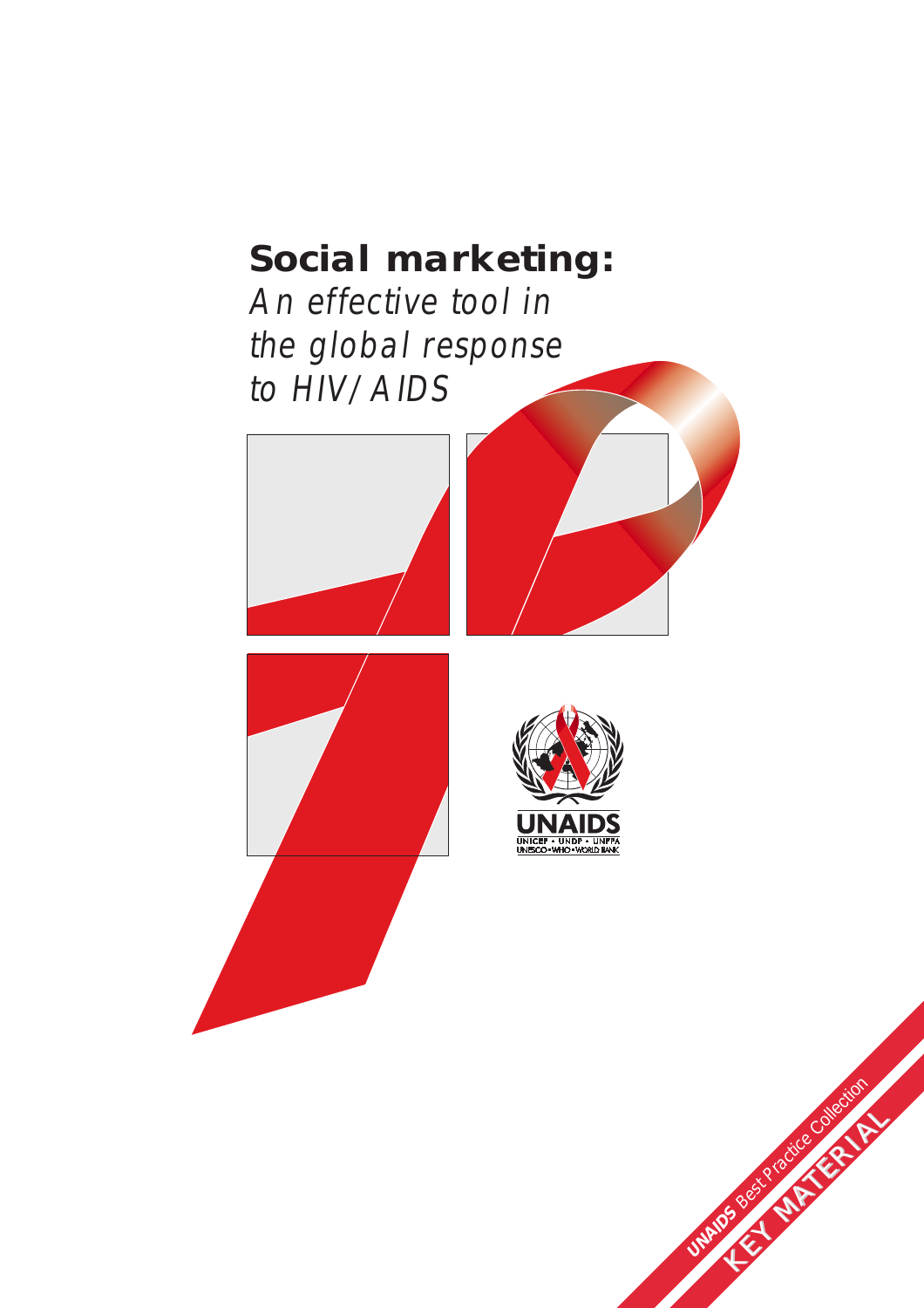# Social marketing:

*An effective tool in the global response to HIV/AIDS*

UNAIDS

UNICEF • UNDP • UNFPA
UNESCO • WHO • WORLD BANK

UNAIDS Best Practice Collection

KEY MATERIAL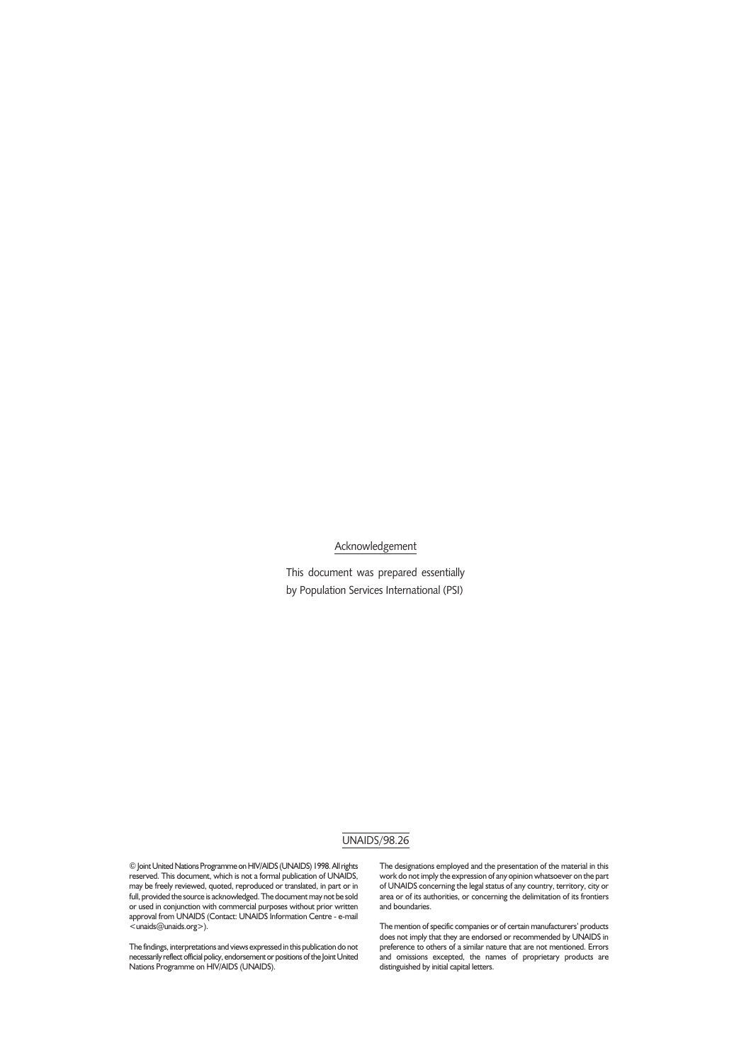Acknowledgement

This document was prepared essentially by Population Services International (PSI)

UNAIDS/98.26

© Joint United Nations Programme on HIV/AIDS (UNAIDS) 1998. All rights reserved. This document, which is not a formal publication of UNAIDS, may be freely reviewed, quoted, reproduced or translated, in part or in full, provided the source is acknowledged. The document may not be sold or used in conjunction with commercial purposes without prior written approval from UNAIDS (Contact: UNAIDS Information Centre - e-mail <unaids@unaids.org>).

The findings, interpretations and views expressed in this publication do not necessarily reflect official policy, endorsement or positions of the Joint United Nations Programme on HIV/AIDS (UNAIDS).

The designations employed and the presentation of the material in this work do not imply the expression of any opinion whatsoever on the part of UNAIDS concerning the legal status of any country, territory, city or area or of its authorities, or concerning the delimitation of its frontiers and boundaries.

The mention of specific companies or of certain manufacturers' products does not imply that they are endorsed or recommended by UNAIDS in preference to others of a similar nature that are not mentioned. Errors and omissions excepted, the names of proprietary products are distinguished by initial capital letters.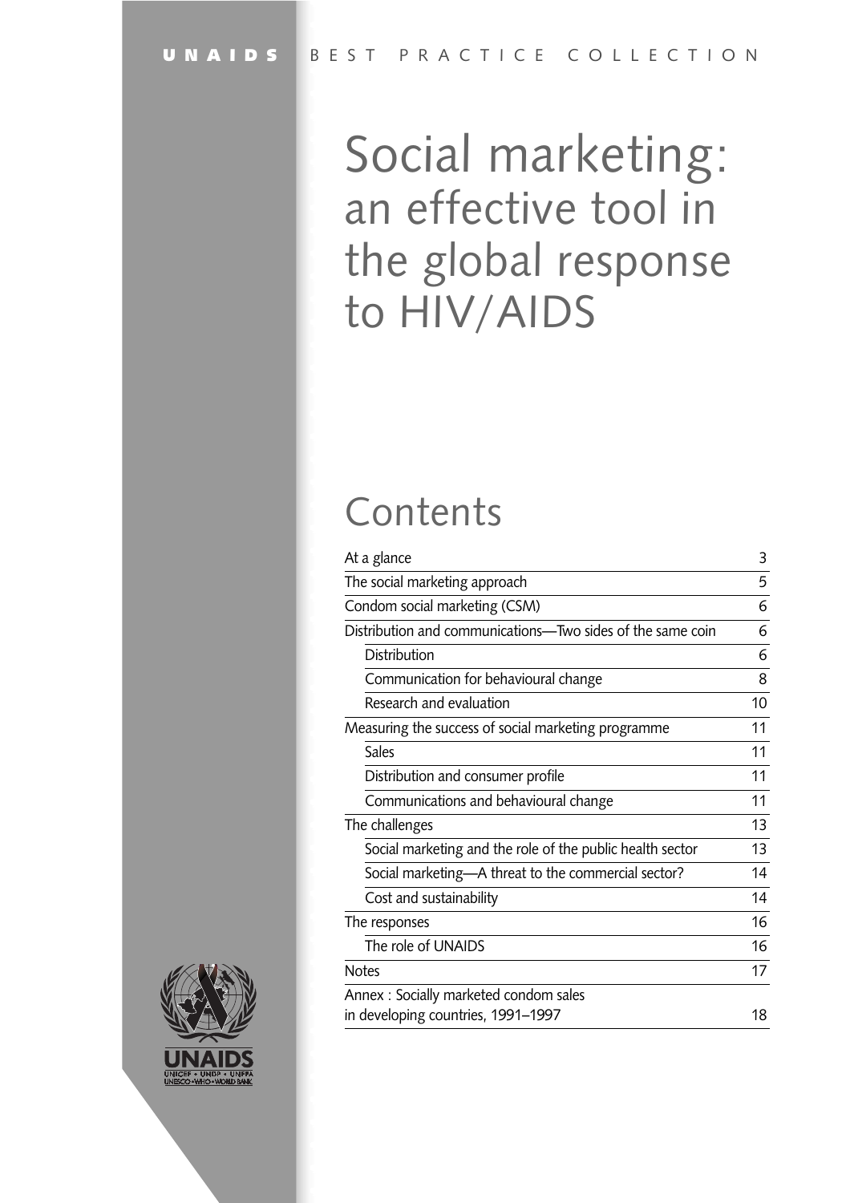UNAIDS BEST PRACTICE COLLECTION

# Social marketing: an effective tool in the global response to HIV/AIDS

## Contents

| | |
|---|---|
| At a glance | 3 |
| The social marketing approach | 5 |
| Condom social marketing (CSM) | 6 |
| Distribution and communications—Two sides of the same coin | 6 |
| Distribution | 6 |
| Communication for behavioural change | 8 |
| Research and evaluation | 10 |
| Measuring the success of social marketing programme | 11 |
| Sales | 11 |
| Distribution and consumer profile | 11 |
| Communications and behavioural change | 11 |
| The challenges | 13 |
| Social marketing and the role of the public health sector | 13 |
| Social marketing—A threat to the commercial sector? | 14 |
| Cost and sustainability | 14 |
| The responses | 16 |
| The role of UNAIDS | 16 |
| Notes | 17 |
| Annex : Socially marketed condom sales in developing countries, 1991–1997 | 18 |

UNAIDS

UNICEF • UNDP • UNFPA
UNESCO • WHO • WORLD BANK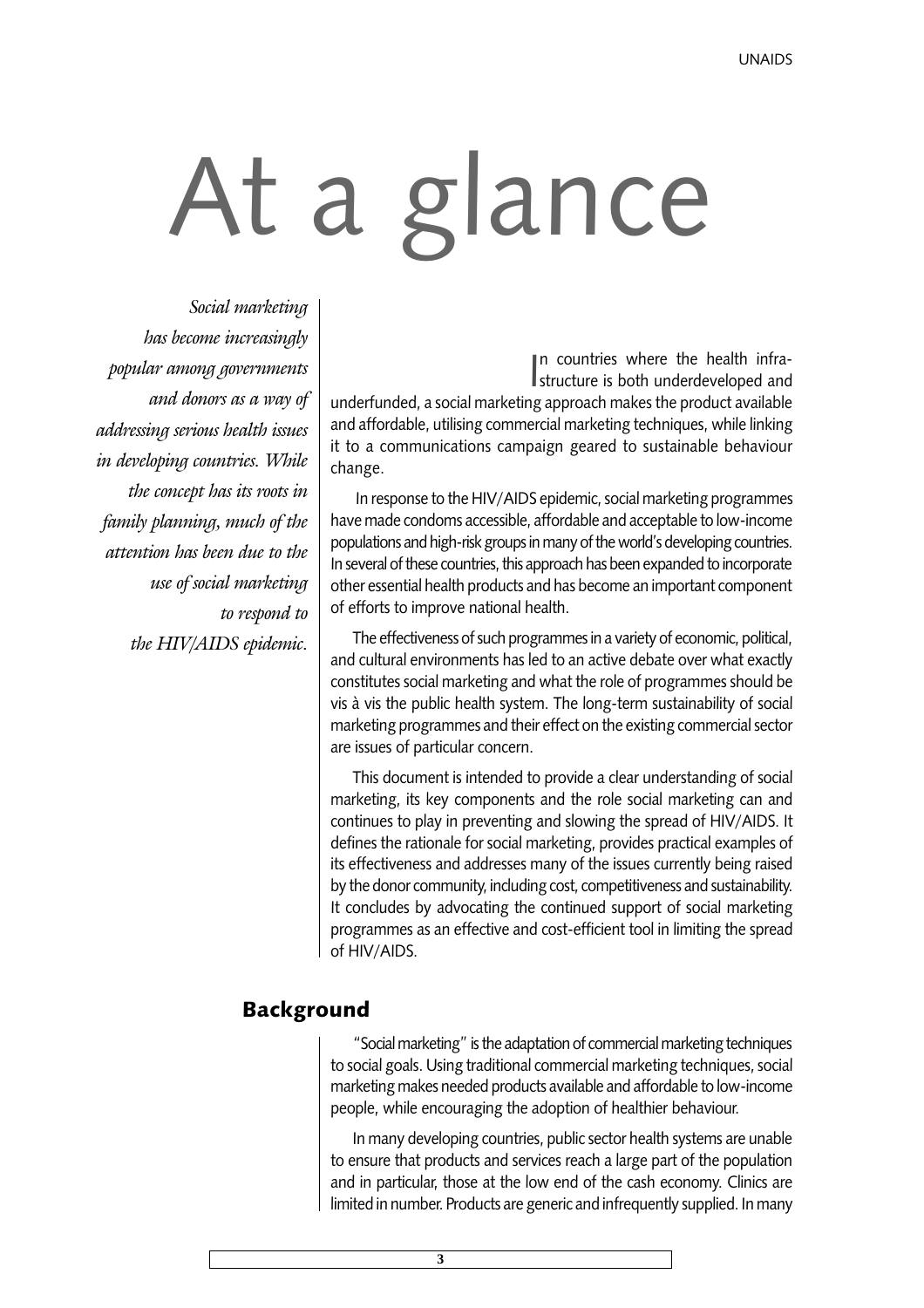# At a glance

*Social marketing has become increasingly popular among governments and donors as a way of addressing serious health issues in developing countries. While the concept has its roots in family planning, much of the attention has been due to the use of social marketing to respond to the HIV/AIDS epidemic.*

In countries where the health infrastructure is both underdeveloped and underfunded, a social marketing approach makes the product available and affordable, utilising commercial marketing techniques, while linking it to a communications campaign geared to sustainable behaviour change.

In response to the HIV/AIDS epidemic, social marketing programmes have made condoms accessible, affordable and acceptable to low-income populations and high-risk groups in many of the world's developing countries. In several of these countries, this approach has been expanded to incorporate other essential health products and has become an important component of efforts to improve national health.

The effectiveness of such programmes in a variety of economic, political, and cultural environments has led to an active debate over what exactly constitutes social marketing and what the role of programmes should be vis à vis the public health system. The long-term sustainability of social marketing programmes and their effect on the existing commercial sector are issues of particular concern.

This document is intended to provide a clear understanding of social marketing, its key components and the role social marketing can and continues to play in preventing and slowing the spread of HIV/AIDS. It defines the rationale for social marketing, provides practical examples of its effectiveness and addresses many of the issues currently being raised by the donor community, including cost, competitiveness and sustainability. It concludes by advocating the continued support of social marketing programmes as an effective and cost-efficient tool in limiting the spread of HIV/AIDS.

## Background

"Social marketing" is the adaptation of commercial marketing techniques to social goals. Using traditional commercial marketing techniques, social marketing makes needed products available and affordable to low-income people, while encouraging the adoption of healthier behaviour.

In many developing countries, public sector health systems are unable to ensure that products and services reach a large part of the population and in particular, those at the low end of the cash economy. Clinics are limited in number. Products are generic and infrequently supplied. In many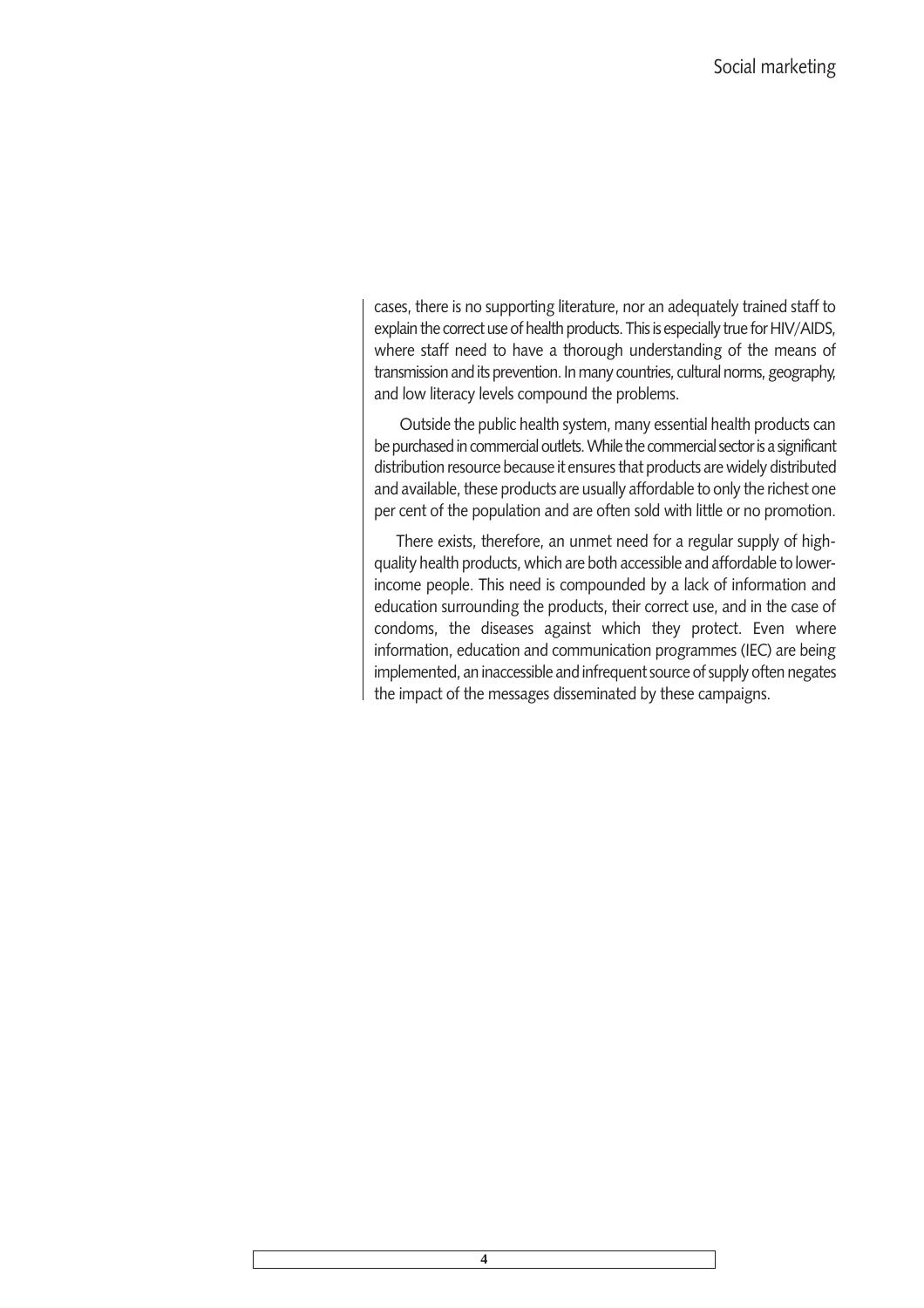cases, there is no supporting literature, nor an adequately trained staff to explain the correct use of health products. This is especially true for HIV/AIDS, where staff need to have a thorough understanding of the means of transmission and its prevention. In many countries, cultural norms, geography, and low literacy levels compound the problems.

Outside the public health system, many essential health products can be purchased in commercial outlets. While the commercial sector is a significant distribution resource because it ensures that products are widely distributed and available, these products are usually affordable to only the richest one per cent of the population and are often sold with little or no promotion.

There exists, therefore, an unmet need for a regular supply of high-quality health products, which are both accessible and affordable to lower-income people. This need is compounded by a lack of information and education surrounding the products, their correct use, and in the case of condoms, the diseases against which they protect. Even where information, education and communication programmes (IEC) are being implemented, an inaccessible and infrequent source of supply often negates the impact of the messages disseminated by these campaigns.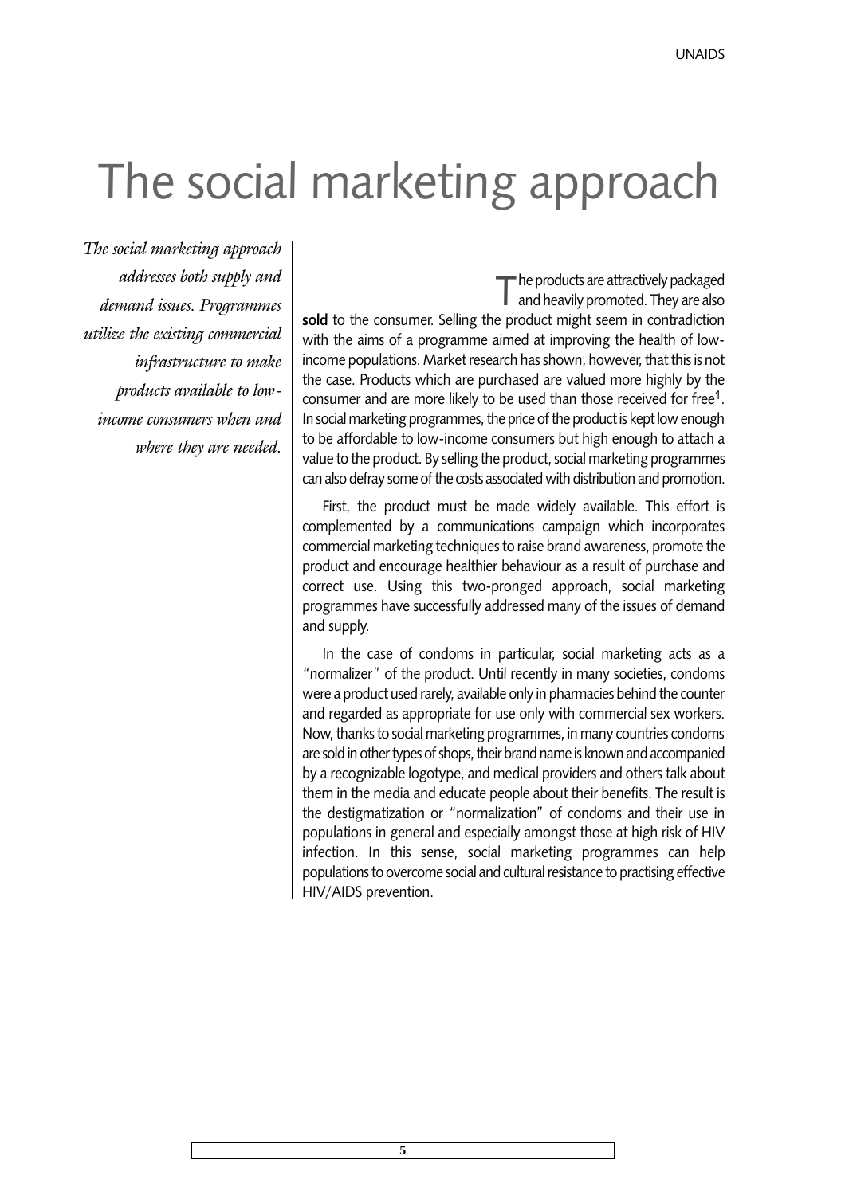# The social marketing approach

*The social marketing approach addresses both supply and demand issues. Programmes utilize the existing commercial infrastructure to make products available to low-income consumers when and where they are needed.*

The products are attractively packaged and heavily promoted. They are also **sold** to the consumer. Selling the product might seem in contradiction with the aims of a programme aimed at improving the health of low-income populations. Market research has shown, however, that this is not the case. Products which are purchased are valued more highly by the consumer and are more likely to be used than those received for free[1]. In social marketing programmes, the price of the product is kept low enough to be affordable to low-income consumers but high enough to attach a value to the product. By selling the product, social marketing programmes can also defray some of the costs associated with distribution and promotion.

First, the product must be made widely available. This effort is complemented by a communications campaign which incorporates commercial marketing techniques to raise brand awareness, promote the product and encourage healthier behaviour as a result of purchase and correct use. Using this two-pronged approach, social marketing programmes have successfully addressed many of the issues of demand and supply.

In the case of condoms in particular, social marketing acts as a "normalizer" of the product. Until recently in many societies, condoms were a product used rarely, available only in pharmacies behind the counter and regarded as appropriate for use only with commercial sex workers. Now, thanks to social marketing programmes, in many countries condoms are sold in other types of shops, their brand name is known and accompanied by a recognizable logotype, and medical providers and others talk about them in the media and educate people about their benefits. The result is the destigmatization or "normalization" of condoms and their use in populations in general and especially amongst those at high risk of HIV infection. In this sense, social marketing programmes can help populations to overcome social and cultural resistance to practising effective HIV/AIDS prevention.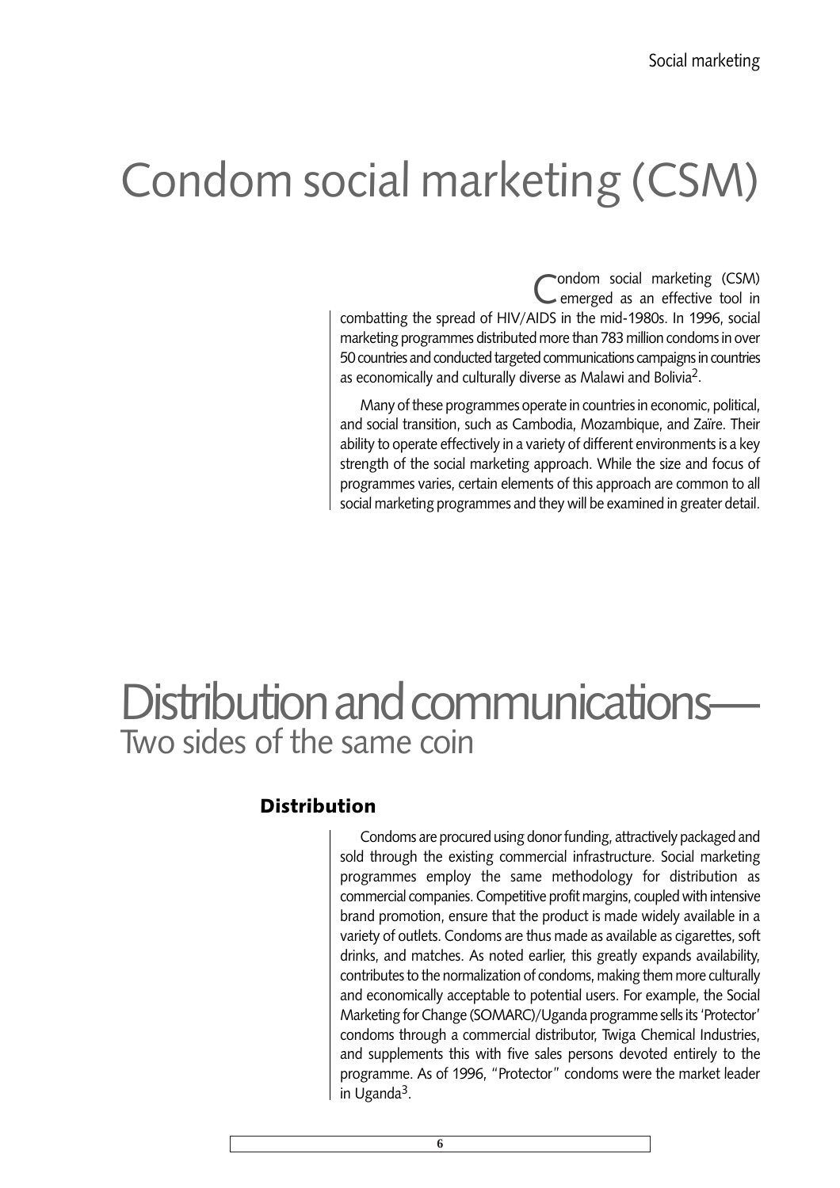# Condom social marketing (CSM)

Condom social marketing (CSM) emerged as an effective tool in combatting the spread of HIV/AIDS in the mid-1980s. In 1996, social marketing programmes distributed more than 783 million condoms in over 50 countries and conducted targeted communications campaigns in countries as economically and culturally diverse as Malawi and Bolivia[2].

Many of these programmes operate in countries in economic, political, and social transition, such as Cambodia, Mozambique, and Zaïre. Their ability to operate effectively in a variety of different environments is a key strength of the social marketing approach. While the size and focus of programmes varies, certain elements of this approach are common to all social marketing programmes and they will be examined in greater detail.

# Distribution and communications— Two sides of the same coin

## Distribution

Condoms are procured using donor funding, attractively packaged and sold through the existing commercial infrastructure. Social marketing programmes employ the same methodology for distribution as commercial companies. Competitive profit margins, coupled with intensive brand promotion, ensure that the product is made widely available in a variety of outlets. Condoms are thus made as available as cigarettes, soft drinks, and matches. As noted earlier, this greatly expands availability, contributes to the normalization of condoms, making them more culturally and economically acceptable to potential users. For example, the Social Marketing for Change (SOMARC)/Uganda programme sells its 'Protector' condoms through a commercial distributor, Twiga Chemical Industries, and supplements this with five sales persons devoted entirely to the programme. As of 1996, "Protector" condoms were the market leader in Uganda[3].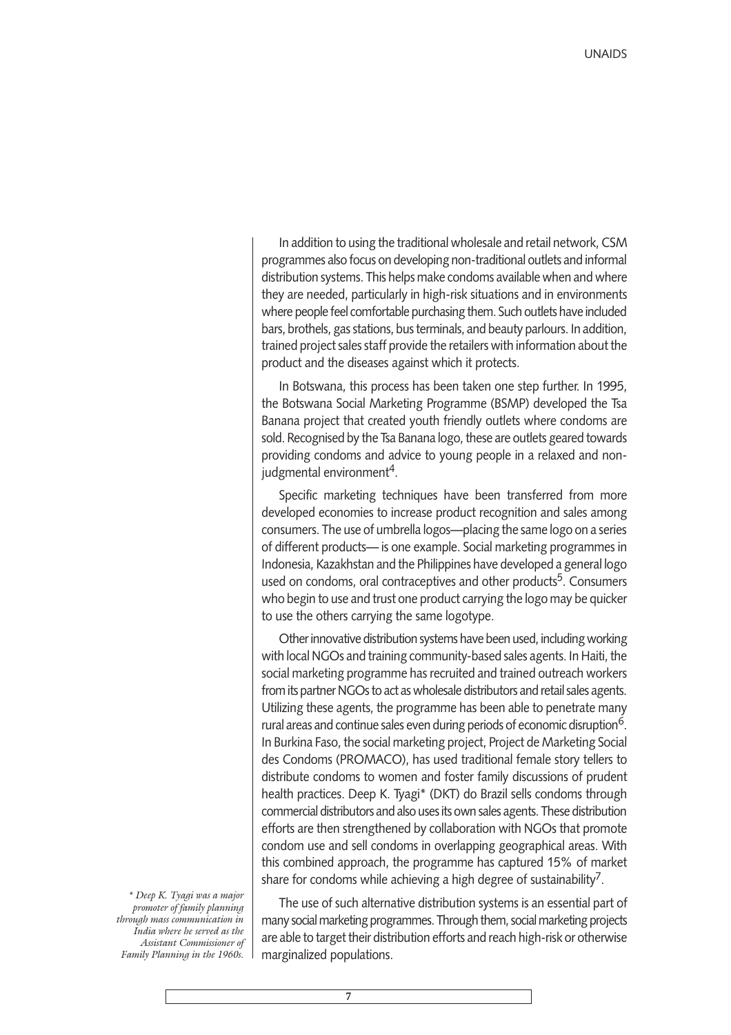In addition to using the traditional wholesale and retail network, CSM programmes also focus on developing non-traditional outlets and informal distribution systems. This helps make condoms available when and where they are needed, particularly in high-risk situations and in environments where people feel comfortable purchasing them. Such outlets have included bars, brothels, gas stations, bus terminals, and beauty parlours. In addition, trained project sales staff provide the retailers with information about the product and the diseases against which it protects.

In Botswana, this process has been taken one step further. In 1995, the Botswana Social Marketing Programme (BSMP) developed the Tsa Banana project that created youth friendly outlets where condoms are sold. Recognised by the Tsa Banana logo, these are outlets geared towards providing condoms and advice to young people in a relaxed and non-judgmental environment[4].

Specific marketing techniques have been transferred from more developed economies to increase product recognition and sales among consumers. The use of umbrella logos—placing the same logo on a series of different products— is one example. Social marketing programmes in Indonesia, Kazakhstan and the Philippines have developed a general logo used on condoms, oral contraceptives and other products[5]. Consumers who begin to use and trust one product carrying the logo may be quicker to use the others carrying the same logotype.

Other innovative distribution systems have been used, including working with local NGOs and training community-based sales agents. In Haiti, the social marketing programme has recruited and trained outreach workers from its partner NGOs to act as wholesale distributors and retail sales agents. Utilizing these agents, the programme has been able to penetrate many rural areas and continue sales even during periods of economic disruption[6]. In Burkina Faso, the social marketing project, Project de Marketing Social des Condoms (PROMACO), has used traditional female story tellers to distribute condoms to women and foster family discussions of prudent health practices. Deep K. Tyagi* (DKT) do Brazil sells condoms through commercial distributors and also uses its own sales agents. These distribution efforts are then strengthened by collaboration with NGOs that promote condom use and sell condoms in overlapping geographical areas. With this combined approach, the programme has captured 15% of market share for condoms while achieving a high degree of sustainability[7].

The use of such alternative distribution systems is an essential part of many social marketing programmes. Through them, social marketing projects are able to target their distribution efforts and reach high-risk or otherwise marginalized populations.

*\* Deep K. Tyagi was a major promoter of family planning through mass communication in India where he served as the Assistant Commissioner of Family Planning in the 1960s.*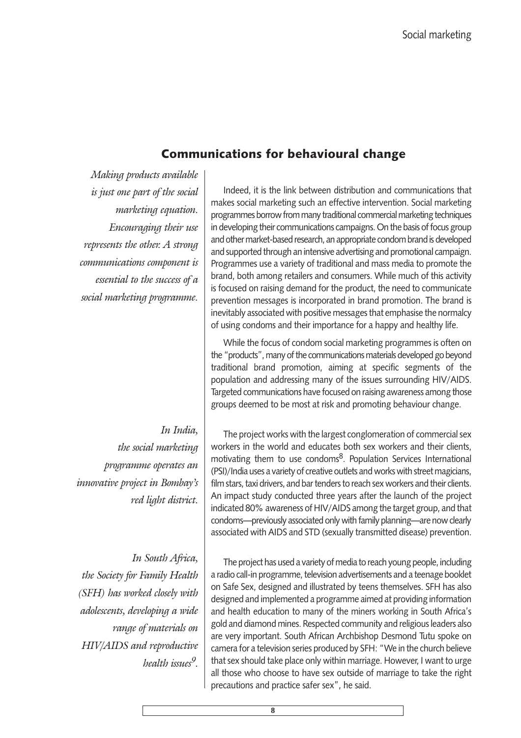## Communications for behavioural change

*Making products available is just one part of the social marketing equation. Encouraging their use represents the other: A strong communications component is essential to the success of a social marketing programme.*

Indeed, it is the link between distribution and communications that makes social marketing such an effective intervention. Social marketing programmes borrow from many traditional commercial marketing techniques in developing their communications campaigns. On the basis of focus group and other market-based research, an appropriate condom brand is developed and supported through an intensive advertising and promotional campaign. Programmes use a variety of traditional and mass media to promote the brand, both among retailers and consumers. While much of this activity is focused on raising demand for the product, the need to communicate prevention messages is incorporated in brand promotion. The brand is inevitably associated with positive messages that emphasise the normalcy of using condoms and their importance for a happy and healthy life.

While the focus of condom social marketing programmes is often on the "products", many of the communications materials developed go beyond traditional brand promotion, aiming at specific segments of the population and addressing many of the issues surrounding HIV/AIDS. Targeted communications have focused on raising awareness among those groups deemed to be most at risk and promoting behaviour change.

*In India, the social marketing programme operates an innovative project in Bombay's red light district.*

The project works with the largest conglomeration of commercial sex workers in the world and educates both sex workers and their clients, motivating them to use condoms[8]. Population Services International (PSI)/India uses a variety of creative outlets and works with street magicians, film stars, taxi drivers, and bar tenders to reach sex workers and their clients. An impact study conducted three years after the launch of the project indicated 80% awareness of HIV/AIDS among the target group, and that condoms—previously associated only with family planning—are now clearly associated with AIDS and STD (sexually transmitted disease) prevention.

*In South Africa, the Society for Family Health (SFH) has worked closely with adolescents, developing a wide range of materials on HIV/AIDS and reproductive health issues[9].*

The project has used a variety of media to reach young people, including a radio call-in programme, television advertisements and a teenage booklet on Safe Sex, designed and illustrated by teens themselves. SFH has also designed and implemented a programme aimed at providing information and health education to many of the miners working in South Africa's gold and diamond mines. Respected community and religious leaders also are very important. South African Archbishop Desmond Tutu spoke on camera for a television series produced by SFH: "We in the church believe that sex should take place only within marriage. However, I want to urge all those who choose to have sex outside of marriage to take the right precautions and practice safer sex", he said.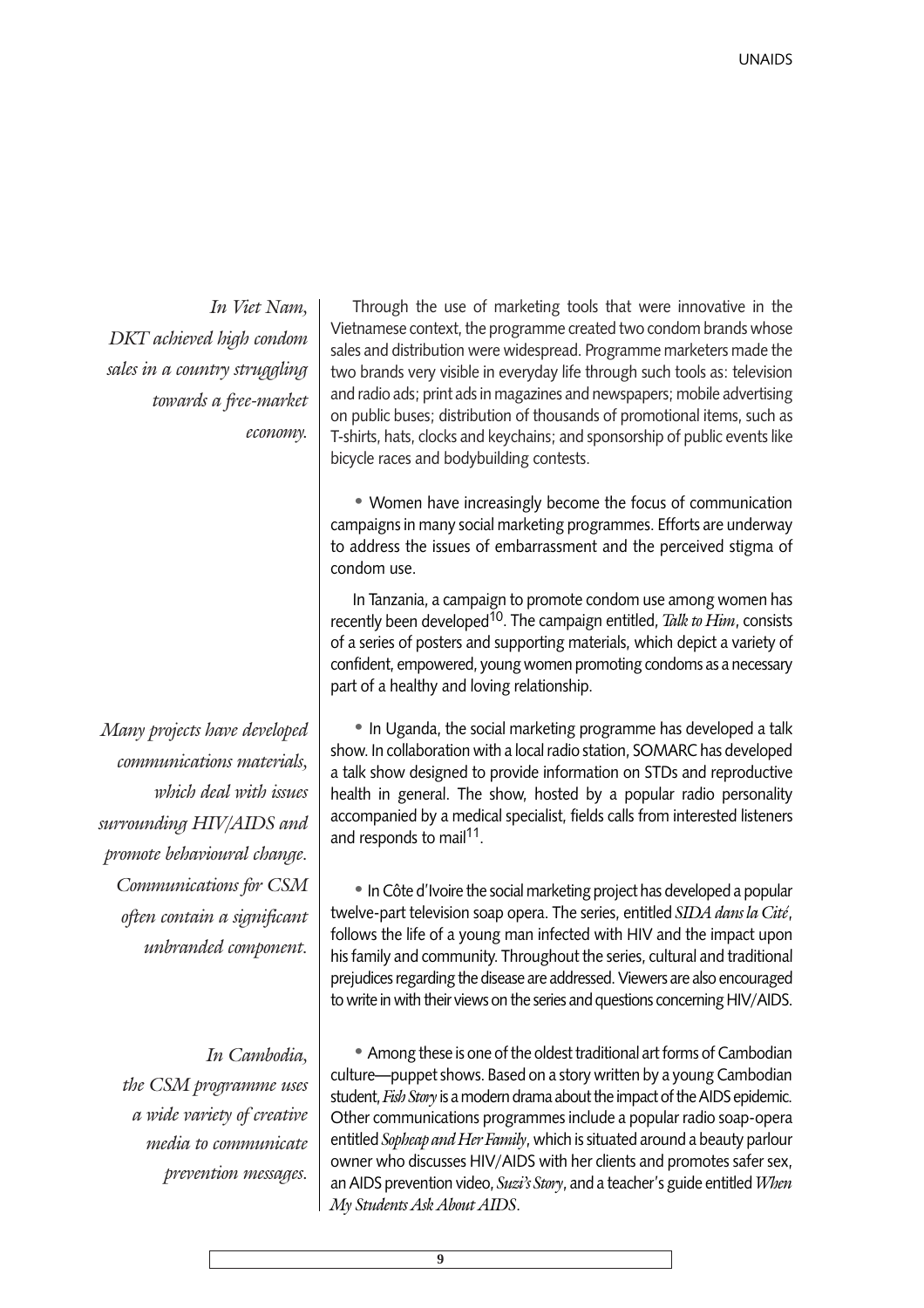*In Viet Nam, DKT achieved high condom sales in a country struggling towards a free-market economy.*

Through the use of marketing tools that were innovative in the Vietnamese context, the programme created two condom brands whose sales and distribution were widespread. Programme marketers made the two brands very visible in everyday life through such tools as: television and radio ads; print ads in magazines and newspapers; mobile advertising on public buses; distribution of thousands of promotional items, such as T-shirts, hats, clocks and keychains; and sponsorship of public events like bicycle races and bodybuilding contests.

- Women have increasingly become the focus of communication campaigns in many social marketing programmes. Efforts are underway to address the issues of embarrassment and the perceived stigma of condom use.

In Tanzania, a campaign to promote condom use among women has recently been developed[10]. The campaign entitled, *Talk to Him*, consists of a series of posters and supporting materials, which depict a variety of confident, empowered, young women promoting condoms as a necessary part of a healthy and loving relationship.

*Many projects have developed communications materials, which deal with issues surrounding HIV/AIDS and promote behavioural change. Communications for CSM often contain a significant unbranded component.*

- In Uganda, the social marketing programme has developed a talk show. In collaboration with a local radio station, SOMARC has developed a talk show designed to provide information on STDs and reproductive health in general. The show, hosted by a popular radio personality accompanied by a medical specialist, fields calls from interested listeners and responds to mail[11].

- In Côte d'Ivoire the social marketing project has developed a popular twelve-part television soap opera. The series, entitled *SIDA dans la Cité*, follows the life of a young man infected with HIV and the impact upon his family and community. Throughout the series, cultural and traditional prejudices regarding the disease are addressed. Viewers are also encouraged to write in with their views on the series and questions concerning HIV/AIDS.

*In Cambodia, the CSM programme uses a wide variety of creative media to communicate prevention messages.*

- Among these is one of the oldest traditional art forms of Cambodian culture—puppet shows. Based on a story written by a young Cambodian student, *Fish Story* is a modern drama about the impact of the AIDS epidemic. Other communications programmes include a popular radio soap-opera entitled *Sopheap and Her Family*, which is situated around a beauty parlour owner who discusses HIV/AIDS with her clients and promotes safer sex, an AIDS prevention video, *Suzi's Story*, and a teacher's guide entitled *When My Students Ask About AIDS*.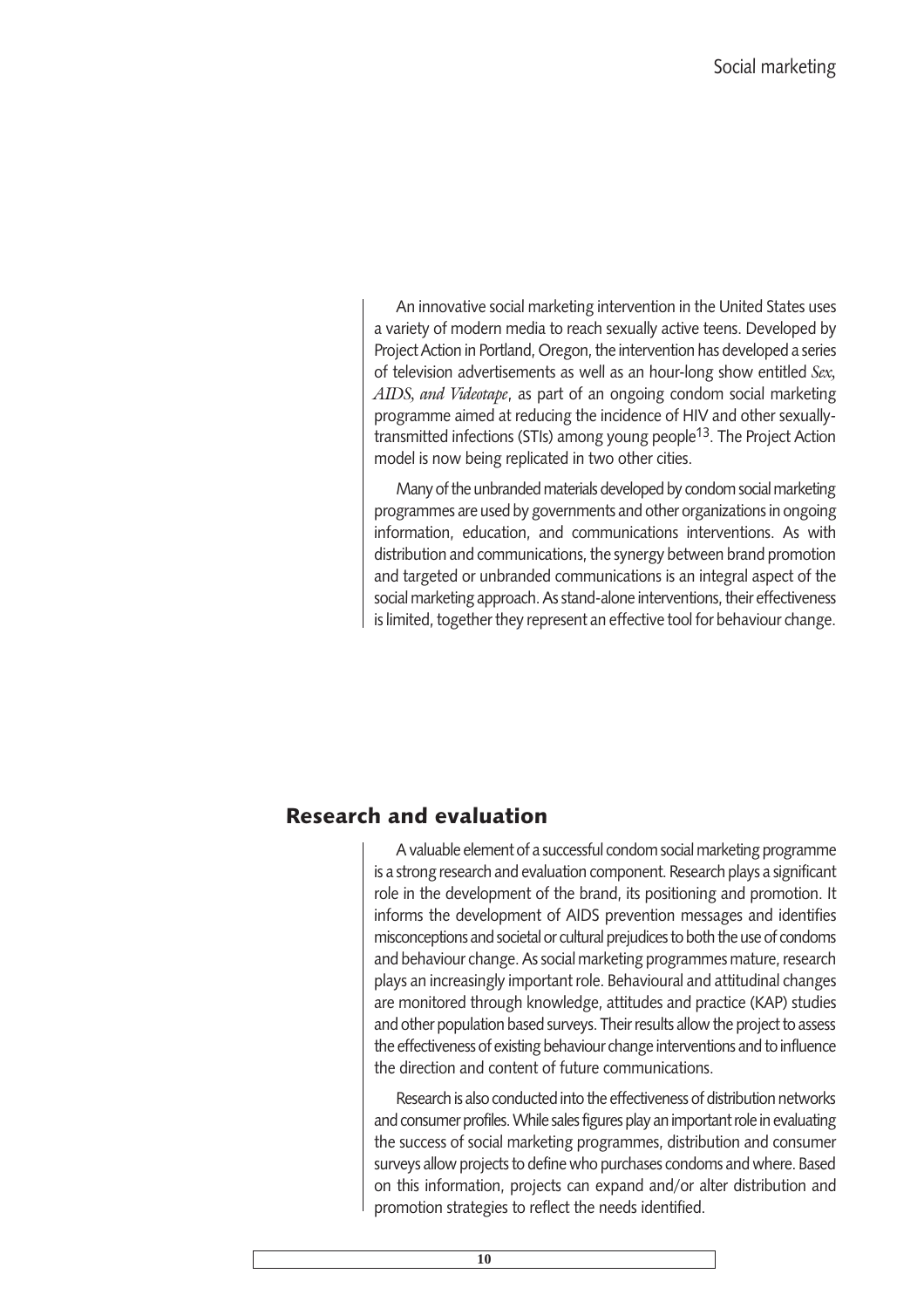An innovative social marketing intervention in the United States uses a variety of modern media to reach sexually active teens. Developed by Project Action in Portland, Oregon, the intervention has developed a series of television advertisements as well as an hour-long show entitled *Sex, AIDS, and Videotape*, as part of an ongoing condom social marketing programme aimed at reducing the incidence of HIV and other sexually-transmitted infections (STIs) among young people[13]. The Project Action model is now being replicated in two other cities.

Many of the unbranded materials developed by condom social marketing programmes are used by governments and other organizations in ongoing information, education, and communications interventions. As with distribution and communications, the synergy between brand promotion and targeted or unbranded communications is an integral aspect of the social marketing approach. As stand-alone interventions, their effectiveness is limited, together they represent an effective tool for behaviour change.

## Research and evaluation

A valuable element of a successful condom social marketing programme is a strong research and evaluation component. Research plays a significant role in the development of the brand, its positioning and promotion. It informs the development of AIDS prevention messages and identifies misconceptions and societal or cultural prejudices to both the use of condoms and behaviour change. As social marketing programmes mature, research plays an increasingly important role. Behavioural and attitudinal changes are monitored through knowledge, attitudes and practice (KAP) studies and other population based surveys. Their results allow the project to assess the effectiveness of existing behaviour change interventions and to influence the direction and content of future communications.

Research is also conducted into the effectiveness of distribution networks and consumer profiles. While sales figures play an important role in evaluating the success of social marketing programmes, distribution and consumer surveys allow projects to define who purchases condoms and where. Based on this information, projects can expand and/or alter distribution and promotion strategies to reflect the needs identified.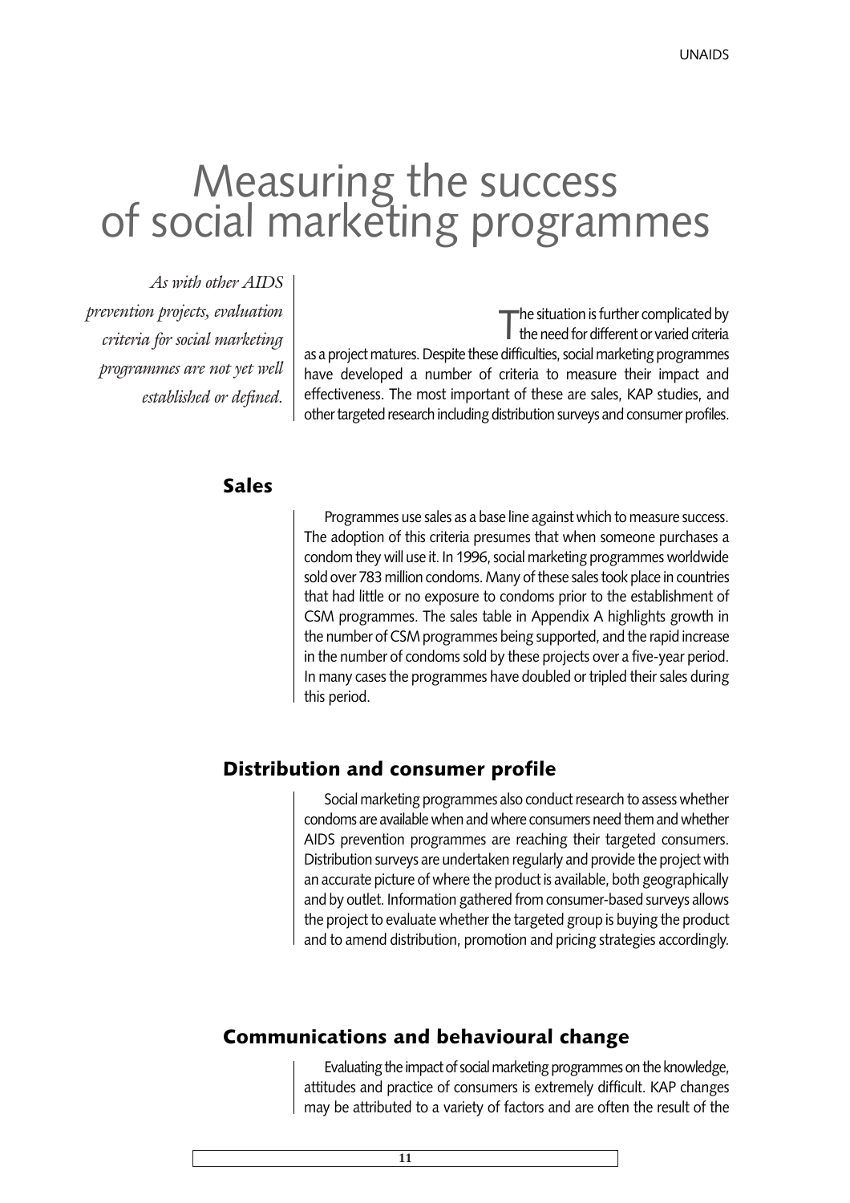# Measuring the success of social marketing programmes

*As with other AIDS prevention projects, evaluation criteria for social marketing programmes are not yet well established or defined.*

The situation is further complicated by the need for different or varied criteria as a project matures. Despite these difficulties, social marketing programmes have developed a number of criteria to measure their impact and effectiveness. The most important of these are sales, KAP studies, and other targeted research including distribution surveys and consumer profiles.

## Sales

Programmes use sales as a base line against which to measure success. The adoption of this criteria presumes that when someone purchases a condom they will use it. In 1996, social marketing programmes worldwide sold over 783 million condoms. Many of these sales took place in countries that had little or no exposure to condoms prior to the establishment of CSM programmes. The sales table in Appendix A highlights growth in the number of CSM programmes being supported, and the rapid increase in the number of condoms sold by these projects over a five-year period. In many cases the programmes have doubled or tripled their sales during this period.

## Distribution and consumer profile

Social marketing programmes also conduct research to assess whether condoms are available when and where consumers need them and whether AIDS prevention programmes are reaching their targeted consumers. Distribution surveys are undertaken regularly and provide the project with an accurate picture of where the product is available, both geographically and by outlet. Information gathered from consumer-based surveys allows the project to evaluate whether the targeted group is buying the product and to amend distribution, promotion and pricing strategies accordingly.

## Communications and behavioural change

Evaluating the impact of social marketing programmes on the knowledge, attitudes and practice of consumers is extremely difficult. KAP changes may be attributed to a variety of factors and are often the result of the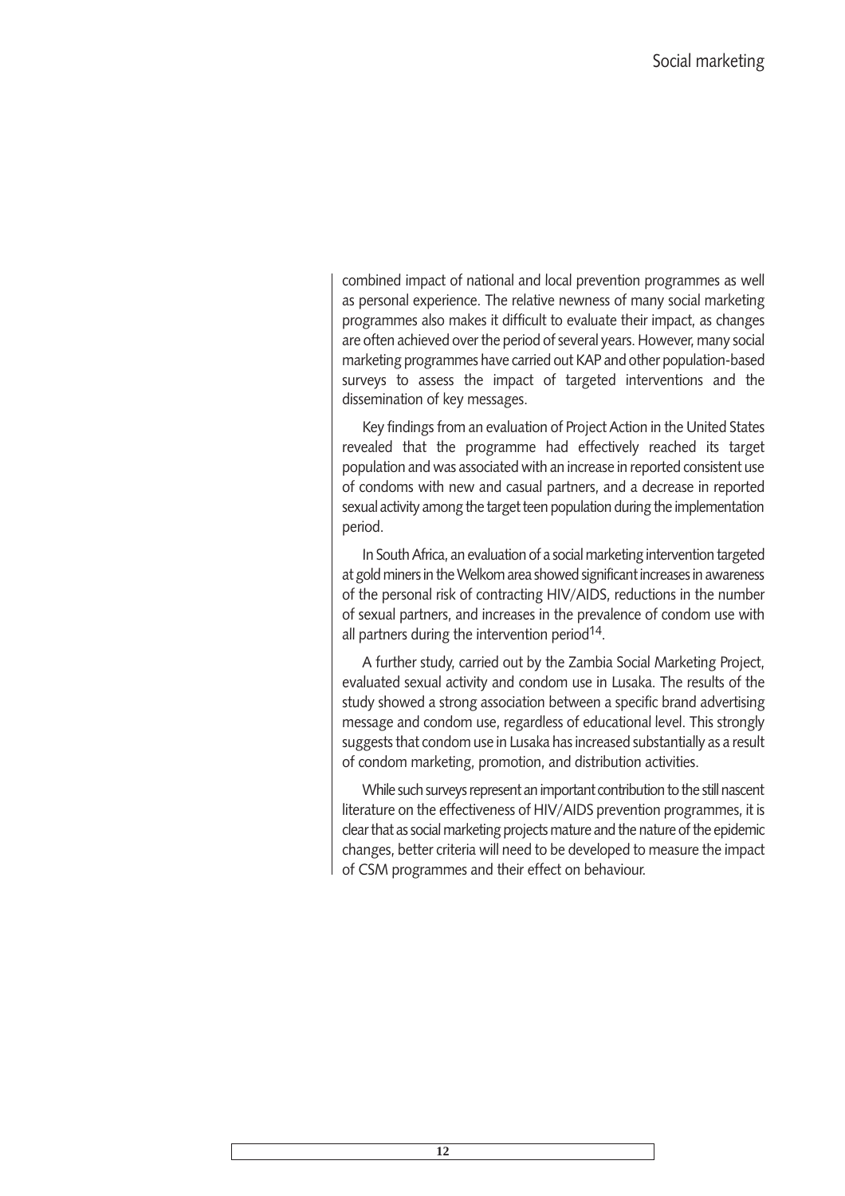combined impact of national and local prevention programmes as well as personal experience. The relative newness of many social marketing programmes also makes it difficult to evaluate their impact, as changes are often achieved over the period of several years. However, many social marketing programmes have carried out KAP and other population-based surveys to assess the impact of targeted interventions and the dissemination of key messages.

Key findings from an evaluation of Project Action in the United States revealed that the programme had effectively reached its target population and was associated with an increase in reported consistent use of condoms with new and casual partners, and a decrease in reported sexual activity among the target teen population during the implementation period.

In South Africa, an evaluation of a social marketing intervention targeted at gold miners in the Welkom area showed significant increases in awareness of the personal risk of contracting HIV/AIDS, reductions in the number of sexual partners, and increases in the prevalence of condom use with all partners during the intervention period[14].

A further study, carried out by the Zambia Social Marketing Project, evaluated sexual activity and condom use in Lusaka. The results of the study showed a strong association between a specific brand advertising message and condom use, regardless of educational level. This strongly suggests that condom use in Lusaka has increased substantially as a result of condom marketing, promotion, and distribution activities.

While such surveys represent an important contribution to the still nascent literature on the effectiveness of HIV/AIDS prevention programmes, it is clear that as social marketing projects mature and the nature of the epidemic changes, better criteria will need to be developed to measure the impact of CSM programmes and their effect on behaviour.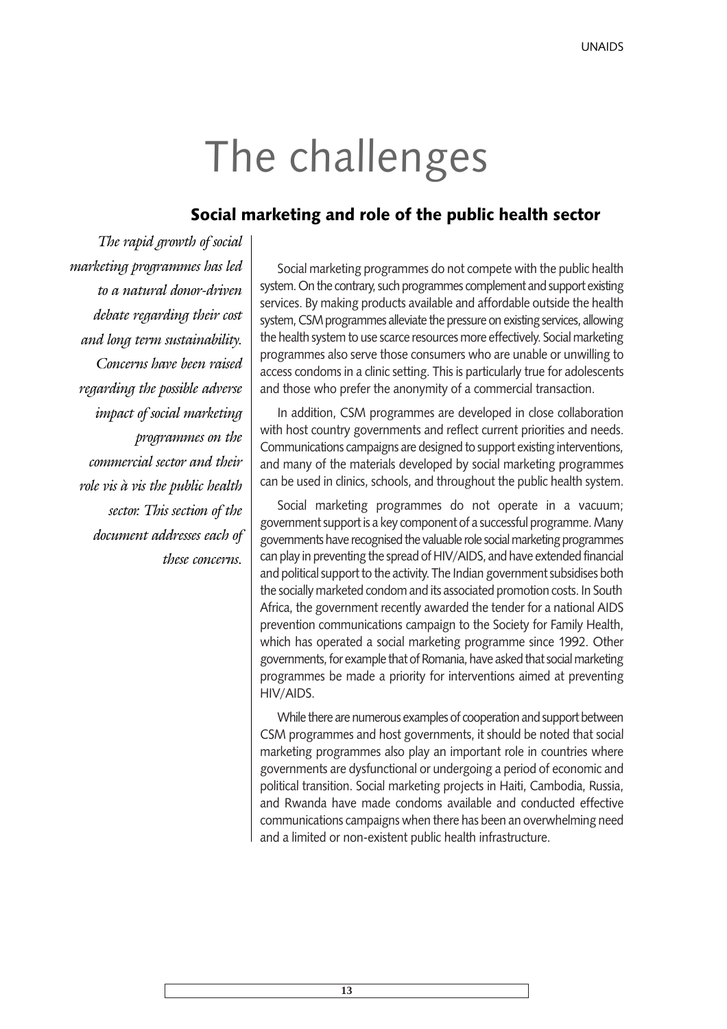# The challenges

## Social marketing and role of the public health sector

*The rapid growth of social marketing programmes has led to a natural donor-driven debate regarding their cost and long term sustainability. Concerns have been raised regarding the possible adverse impact of social marketing programmes on the commercial sector and their role vis à vis the public health sector. This section of the document addresses each of these concerns.*

Social marketing programmes do not compete with the public health system. On the contrary, such programmes complement and support existing services. By making products available and affordable outside the health system, CSM programmes alleviate the pressure on existing services, allowing the health system to use scarce resources more effectively. Social marketing programmes also serve those consumers who are unable or unwilling to access condoms in a clinic setting. This is particularly true for adolescents and those who prefer the anonymity of a commercial transaction.

In addition, CSM programmes are developed in close collaboration with host country governments and reflect current priorities and needs. Communications campaigns are designed to support existing interventions, and many of the materials developed by social marketing programmes can be used in clinics, schools, and throughout the public health system.

Social marketing programmes do not operate in a vacuum; government support is a key component of a successful programme. Many governments have recognised the valuable role social marketing programmes can play in preventing the spread of HIV/AIDS, and have extended financial and political support to the activity. The Indian government subsidises both the socially marketed condom and its associated promotion costs. In South Africa, the government recently awarded the tender for a national AIDS prevention communications campaign to the Society for Family Health, which has operated a social marketing programme since 1992. Other governments, for example that of Romania, have asked that social marketing programmes be made a priority for interventions aimed at preventing HIV/AIDS.

While there are numerous examples of cooperation and support between CSM programmes and host governments, it should be noted that social marketing programmes also play an important role in countries where governments are dysfunctional or undergoing a period of economic and political transition. Social marketing projects in Haiti, Cambodia, Russia, and Rwanda have made condoms available and conducted effective communications campaigns when there has been an overwhelming need and a limited or non-existent public health infrastructure.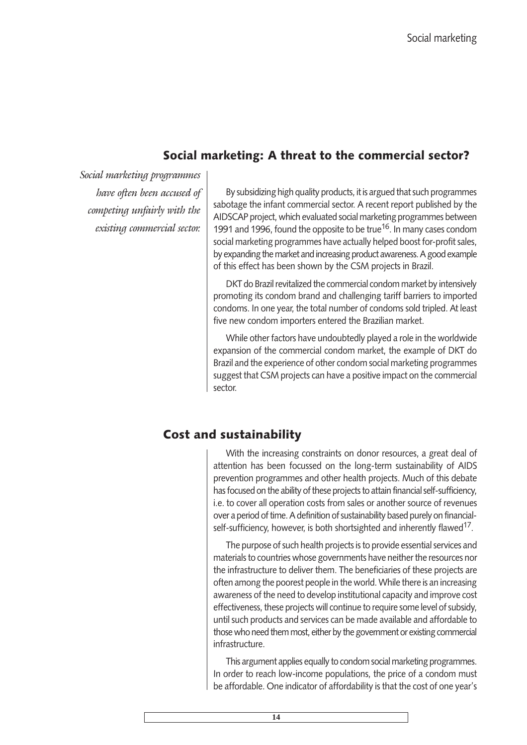## Social marketing: A threat to the commercial sector?

*Social marketing programmes have often been accused of competing unfairly with the existing commercial sector.*

By subsidizing high quality products, it is argued that such programmes sabotage the infant commercial sector. A recent report published by the AIDSCAP project, which evaluated social marketing programmes between 1991 and 1996, found the opposite to be true[16]. In many cases condom social marketing programmes have actually helped boost for-profit sales, by expanding the market and increasing product awareness. A good example of this effect has been shown by the CSM projects in Brazil.

DKT do Brazil revitalized the commercial condom market by intensively promoting its condom brand and challenging tariff barriers to imported condoms. In one year, the total number of condoms sold tripled. At least five new condom importers entered the Brazilian market.

While other factors have undoubtedly played a role in the worldwide expansion of the commercial condom market, the example of DKT do Brazil and the experience of other condom social marketing programmes suggest that CSM projects can have a positive impact on the commercial sector.

## Cost and sustainability

With the increasing constraints on donor resources, a great deal of attention has been focussed on the long-term sustainability of AIDS prevention programmes and other health projects. Much of this debate has focused on the ability of these projects to attain financial self-sufficiency, i.e. to cover all operation costs from sales or another source of revenues over a period of time. A definition of sustainability based purely on financial-self-sufficiency, however, is both shortsighted and inherently flawed[17].

The purpose of such health projects is to provide essential services and materials to countries whose governments have neither the resources nor the infrastructure to deliver them. The beneficiaries of these projects are often among the poorest people in the world. While there is an increasing awareness of the need to develop institutional capacity and improve cost effectiveness, these projects will continue to require some level of subsidy, until such products and services can be made available and affordable to those who need them most, either by the government or existing commercial infrastructure.

This argument applies equally to condom social marketing programmes. In order to reach low-income populations, the price of a condom must be affordable. One indicator of affordability is that the cost of one year's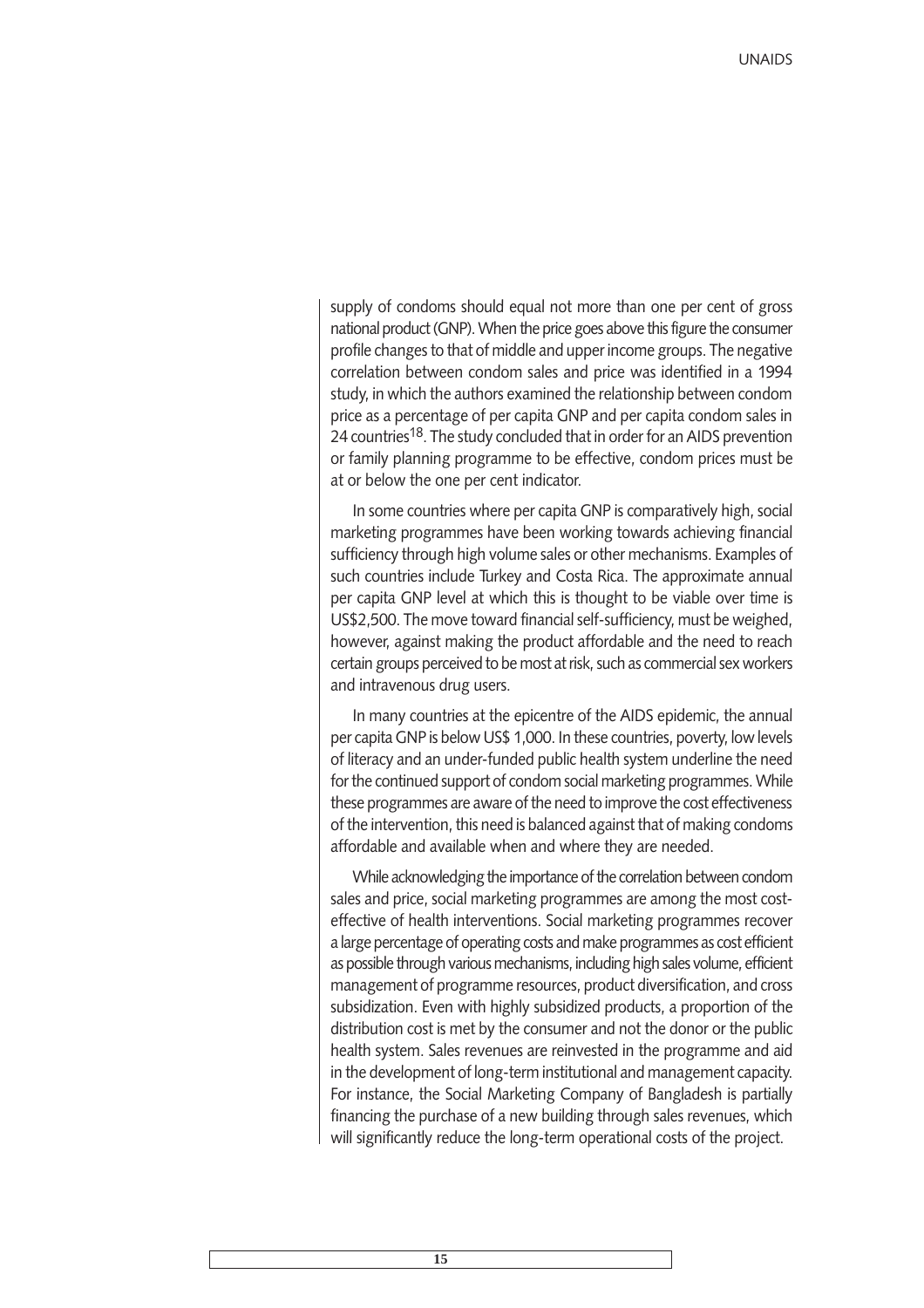supply of condoms should equal not more than one per cent of gross national product (GNP). When the price goes above this figure the consumer profile changes to that of middle and upper income groups. The negative correlation between condom sales and price was identified in a 1994 study, in which the authors examined the relationship between condom price as a percentage of per capita GNP and per capita condom sales in 24 countries[18]. The study concluded that in order for an AIDS prevention or family planning programme to be effective, condom prices must be at or below the one per cent indicator.

In some countries where per capita GNP is comparatively high, social marketing programmes have been working towards achieving financial sufficiency through high volume sales or other mechanisms. Examples of such countries include Turkey and Costa Rica. The approximate annual per capita GNP level at which this is thought to be viable over time is US$2,500. The move toward financial self-sufficiency, must be weighed, however, against making the product affordable and the need to reach certain groups perceived to be most at risk, such as commercial sex workers and intravenous drug users.

In many countries at the epicentre of the AIDS epidemic, the annual per capita GNP is below US$ 1,000. In these countries, poverty, low levels of literacy and an under-funded public health system underline the need for the continued support of condom social marketing programmes. While these programmes are aware of the need to improve the cost effectiveness of the intervention, this need is balanced against that of making condoms affordable and available when and where they are needed.

While acknowledging the importance of the correlation between condom sales and price, social marketing programmes are among the most cost-effective of health interventions. Social marketing programmes recover a large percentage of operating costs and make programmes as cost efficient as possible through various mechanisms, including high sales volume, efficient management of programme resources, product diversification, and cross subsidization. Even with highly subsidized products, a proportion of the distribution cost is met by the consumer and not the donor or the public health system. Sales revenues are reinvested in the programme and aid in the development of long-term institutional and management capacity. For instance, the Social Marketing Company of Bangladesh is partially financing the purchase of a new building through sales revenues, which will significantly reduce the long-term operational costs of the project.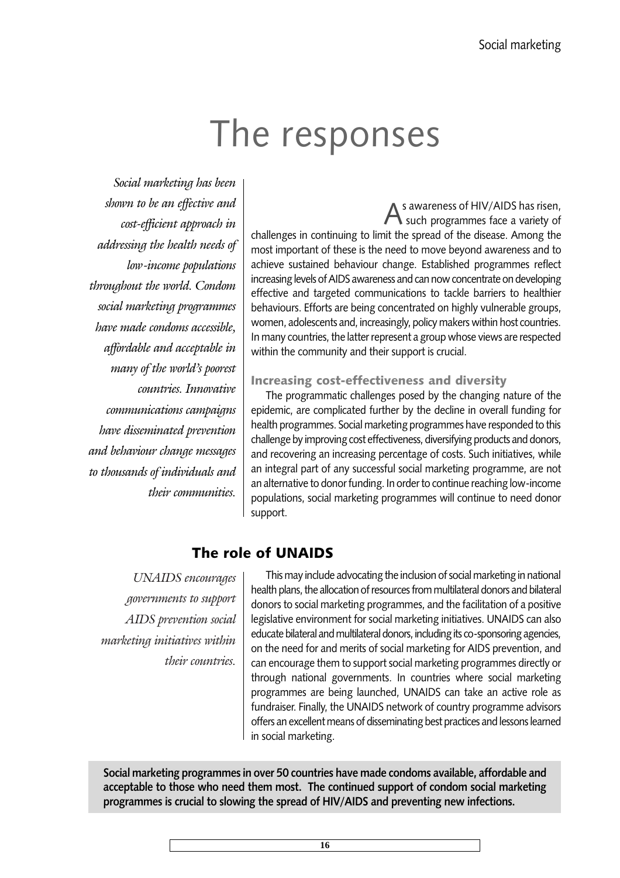# The responses

*Social marketing has been shown to be an effective and cost-efficient approach in addressing the health needs of low-income populations throughout the world. Condom social marketing programmes have made condoms accessible, affordable and acceptable in many of the world's poorest countries. Innovative communications campaigns have disseminated prevention and behaviour change messages to thousands of individuals and their communities.*

As awareness of HIV/AIDS has risen, such programmes face a variety of challenges in continuing to limit the spread of the disease. Among the most important of these is the need to move beyond awareness and to achieve sustained behaviour change. Established programmes reflect increasing levels of AIDS awareness and can now concentrate on developing effective and targeted communications to tackle barriers to healthier behaviours. Efforts are being concentrated on highly vulnerable groups, women, adolescents and, increasingly, policy makers within host countries. In many countries, the latter represent a group whose views are respected within the community and their support is crucial.

### Increasing cost-effectiveness and diversity

The programmatic challenges posed by the changing nature of the epidemic, are complicated further by the decline in overall funding for health programmes. Social marketing programmes have responded to this challenge by improving cost effectiveness, diversifying products and donors, and recovering an increasing percentage of costs. Such initiatives, while an integral part of any successful social marketing programme, are not an alternative to donor funding. In order to continue reaching low-income populations, social marketing programmes will continue to need donor support.

## The role of UNAIDS

*UNAIDS encourages governments to support AIDS prevention social marketing initiatives within their countries.*

This may include advocating the inclusion of social marketing in national health plans, the allocation of resources from multilateral donors and bilateral donors to social marketing programmes, and the facilitation of a positive legislative environment for social marketing initiatives. UNAIDS can also educate bilateral and multilateral donors, including its co-sponsoring agencies, on the need for and merits of social marketing for AIDS prevention, and can encourage them to support social marketing programmes directly or through national governments. In countries where social marketing programmes are being launched, UNAIDS can take an active role as fundraiser. Finally, the UNAIDS network of country programme advisors offers an excellent means of disseminating best practices and lessons learned in social marketing.

**Social marketing programmes in over 50 countries have made condoms available, affordable and acceptable to those who need them most. The continued support of condom social marketing programmes is crucial to slowing the spread of HIV/AIDS and preventing new infections.**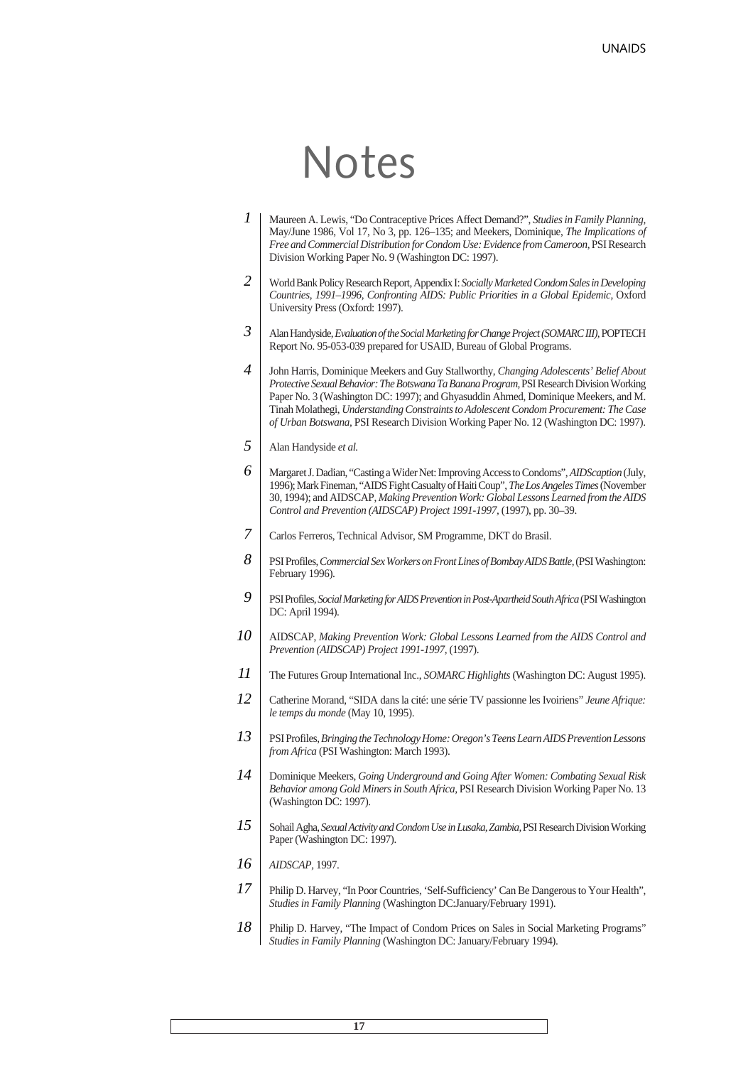# Notes

1. Maureen A. Lewis, "Do Contraceptive Prices Affect Demand?", *Studies in Family Planning*, May/June 1986, Vol 17, No 3, pp. 126–135; and Meekers, Dominique, *The Implications of Free and Commercial Distribution for Condom Use: Evidence from Cameroon*, PSI Research Division Working Paper No. 9 (Washington DC: 1997).

2. World Bank Policy Research Report, Appendix I: *Socially Marketed Condom Sales in Developing Countries, 1991–1996, Confronting AIDS: Public Priorities in a Global Epidemic*, Oxford University Press (Oxford: 1997).

3. Alan Handyside, *Evaluation of the Social Marketing for Change Project (SOMARC III)*, POPTECH Report No. 95-053-039 prepared for USAID, Bureau of Global Programs.

4. John Harris, Dominique Meekers and Guy Stallworthy, *Changing Adolescents' Belief About Protective Sexual Behavior: The Botswana Ta Banana Program*, PSI Research Division Working Paper No. 3 (Washington DC: 1997); and Ghyasuddin Ahmed, Dominique Meekers, and M. Tinah Molathegi, *Understanding Constraints to Adolescent Condom Procurement: The Case of Urban Botswana*, PSI Research Division Working Paper No. 12 (Washington DC: 1997).

5. Alan Handyside *et al.*

6. Margaret J. Dadian, "Casting a Wider Net: Improving Access to Condoms", *AIDScaption* (July, 1996); Mark Fineman, "AIDS Fight Casualty of Haiti Coup", *The Los Angeles Times* (November 30, 1994); and AIDSCAP, *Making Prevention Work: Global Lessons Learned from the AIDS Control and Prevention (AIDSCAP) Project 1991-1997*, (1997), pp. 30–39.

7. Carlos Ferreros, Technical Advisor, SM Programme, DKT do Brasil.

8. PSI Profiles, *Commercial Sex Workers on Front Lines of Bombay AIDS Battle*, (PSI Washington: February 1996).

9. PSI Profiles, *Social Marketing for AIDS Prevention in Post-Apartheid South Africa* (PSI Washington DC: April 1994).

10. AIDSCAP, *Making Prevention Work: Global Lessons Learned from the AIDS Control and Prevention (AIDSCAP) Project 1991-1997*, (1997).

11. The Futures Group International Inc., *SOMARC Highlights* (Washington DC: August 1995).

12. Catherine Morand, "SIDA dans la cité: une série TV passionne les Ivoiriens" *Jeune Afrique: le temps du monde* (May 10, 1995).

13. PSI Profiles, *Bringing the Technology Home: Oregon's Teens Learn AIDS Prevention Lessons from Africa* (PSI Washington: March 1993).

14. Dominique Meekers, *Going Underground and Going After Women: Combating Sexual Risk Behavior among Gold Miners in South Africa*, PSI Research Division Working Paper No. 13 (Washington DC: 1997).

15. Sohail Agha, *Sexual Activity and Condom Use in Lusaka, Zambia*, PSI Research Division Working Paper (Washington DC: 1997).

16. *AIDSCAP*, 1997.

17. Philip D. Harvey, "In Poor Countries, 'Self-Sufficiency' Can Be Dangerous to Your Health", *Studies in Family Planning* (Washington DC:January/February 1991).

18. Philip D. Harvey, "The Impact of Condom Prices on Sales in Social Marketing Programs" *Studies in Family Planning* (Washington DC: January/February 1994).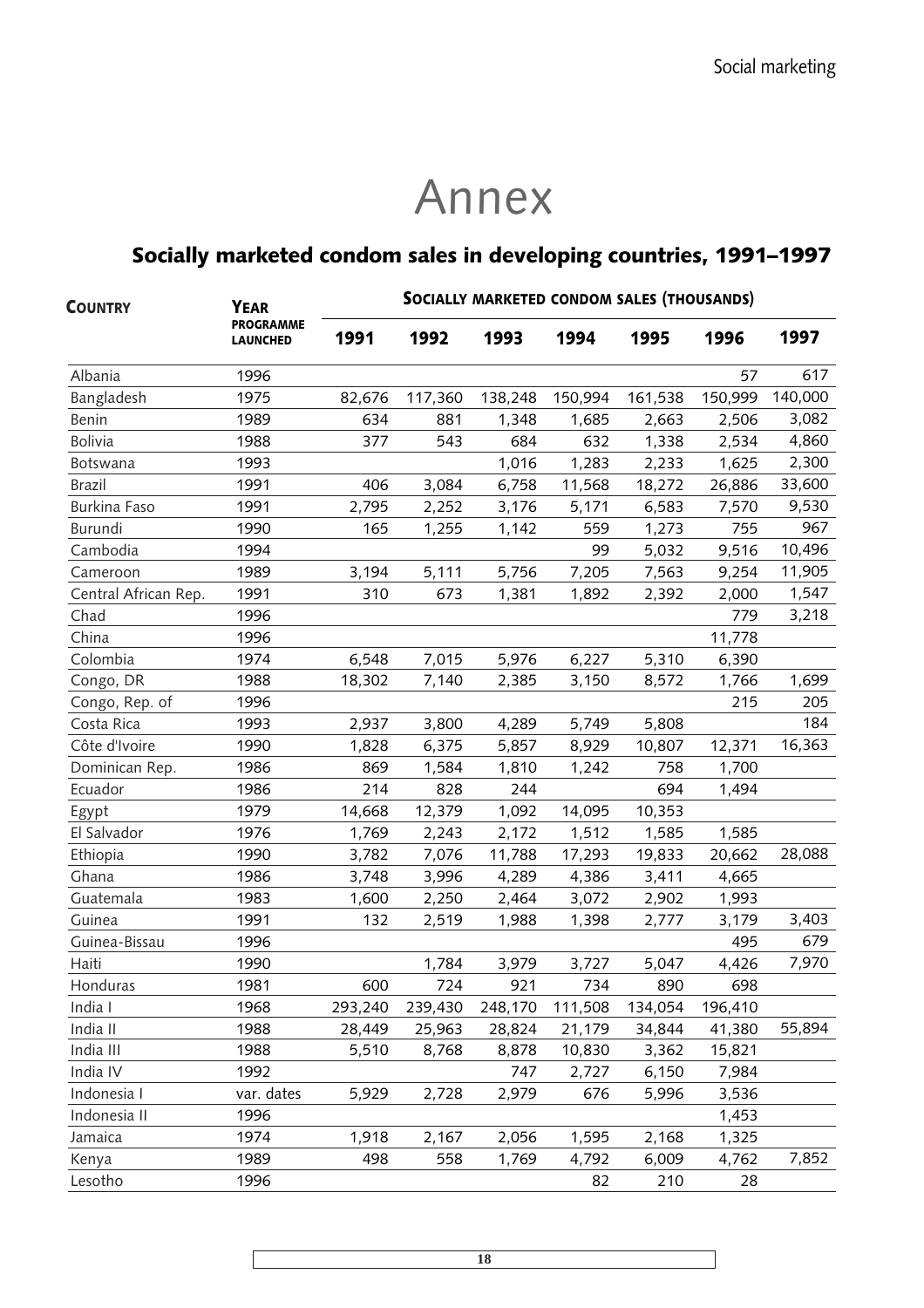# Annex

## Socially marketed condom sales in developing countries, 1991–1997

| Country | Year programme launched | Socially marketed condom sales (thousands) | | | | | | |
|---|---|---|---|---|---|---|---|---|
| | | 1991 | 1992 | 1993 | 1994 | 1995 | 1996 | 1997 |
| Albania | 1996 | | | | | | 57 | 617 |
| Bangladesh | 1975 | 82,676 | 117,360 | 138,248 | 150,994 | 161,538 | 150,999 | 140,000 |
| Benin | 1989 | 634 | 881 | 1,348 | 1,685 | 2,663 | 2,506 | 3,082 |
| Bolivia | 1988 | 377 | 543 | 684 | 632 | 1,338 | 2,534 | 4,860 |
| Botswana | 1993 | | | 1,016 | 1,283 | 2,233 | 1,625 | 2,300 |
| Brazil | 1991 | 406 | 3,084 | 6,758 | 11,568 | 18,272 | 26,886 | 33,600 |
| Burkina Faso | 1991 | 2,795 | 2,252 | 3,176 | 5,171 | 6,583 | 7,570 | 9,530 |
| Burundi | 1990 | 165 | 1,255 | 1,142 | 559 | 1,273 | 755 | 967 |
| Cambodia | 1994 | | | | 99 | 5,032 | 9,516 | 10,496 |
| Cameroon | 1989 | 3,194 | 5,111 | 5,756 | 7,205 | 7,563 | 9,254 | 11,905 |
| Central African Rep. | 1991 | 310 | 673 | 1,381 | 1,892 | 2,392 | 2,000 | 1,547 |
| Chad | 1996 | | | | | | 779 | 3,218 |
| China | 1996 | | | | | | 11,778 | |
| Colombia | 1974 | 6,548 | 7,015 | 5,976 | 6,227 | 5,310 | 6,390 | |
| Congo, DR | 1988 | 18,302 | 7,140 | 2,385 | 3,150 | 8,572 | 1,766 | 1,699 |
| Congo, Rep. of | 1996 | | | | | | 215 | 205 |
| Costa Rica | 1993 | 2,937 | 3,800 | 4,289 | 5,749 | 5,808 | | 184 |
| Côte d'Ivoire | 1990 | 1,828 | 6,375 | 5,857 | 8,929 | 10,807 | 12,371 | 16,363 |
| Dominican Rep. | 1986 | 869 | 1,584 | 1,810 | 1,242 | 758 | 1,700 | |
| Ecuador | 1986 | 214 | 828 | 244 | | 694 | 1,494 | |
| Egypt | 1979 | 14,668 | 12,379 | 1,092 | 14,095 | 10,353 | | |
| El Salvador | 1976 | 1,769 | 2,243 | 2,172 | 1,512 | 1,585 | 1,585 | |
| Ethiopia | 1990 | 3,782 | 7,076 | 11,788 | 17,293 | 19,833 | 20,662 | 28,088 |
| Ghana | 1986 | 3,748 | 3,996 | 4,289 | 4,386 | 3,411 | 4,665 | |
| Guatemala | 1983 | 1,600 | 2,250 | 2,464 | 3,072 | 2,902 | 1,993 | |
| Guinea | 1991 | 132 | 2,519 | 1,988 | 1,398 | 2,777 | 3,179 | 3,403 |
| Guinea-Bissau | 1996 | | | | | | 495 | 679 |
| Haiti | 1990 | | 1,784 | 3,979 | 3,727 | 5,047 | 4,426 | 7,970 |
| Honduras | 1981 | 600 | 724 | 921 | 734 | 890 | 698 | |
| India I | 1968 | 293,240 | 239,430 | 248,170 | 111,508 | 134,054 | 196,410 | |
| India II | 1988 | 28,449 | 25,963 | 28,824 | 21,179 | 34,844 | 41,380 | 55,894 |
| India III | 1988 | 5,510 | 8,768 | 8,878 | 10,830 | 3,362 | 15,821 | |
| India IV | 1992 | | | 747 | 2,727 | 6,150 | 7,984 | |
| Indonesia I | var. dates | 5,929 | 2,728 | 2,979 | 676 | 5,996 | 3,536 | |
| Indonesia II | 1996 | | | | | | 1,453 | |
| Jamaica | 1974 | 1,918 | 2,167 | 2,056 | 1,595 | 2,168 | 1,325 | |
| Kenya | 1989 | 498 | 558 | 1,769 | 4,792 | 6,009 | 4,762 | 7,852 |
| Lesotho | 1996 | | | | 82 | 210 | 28 | |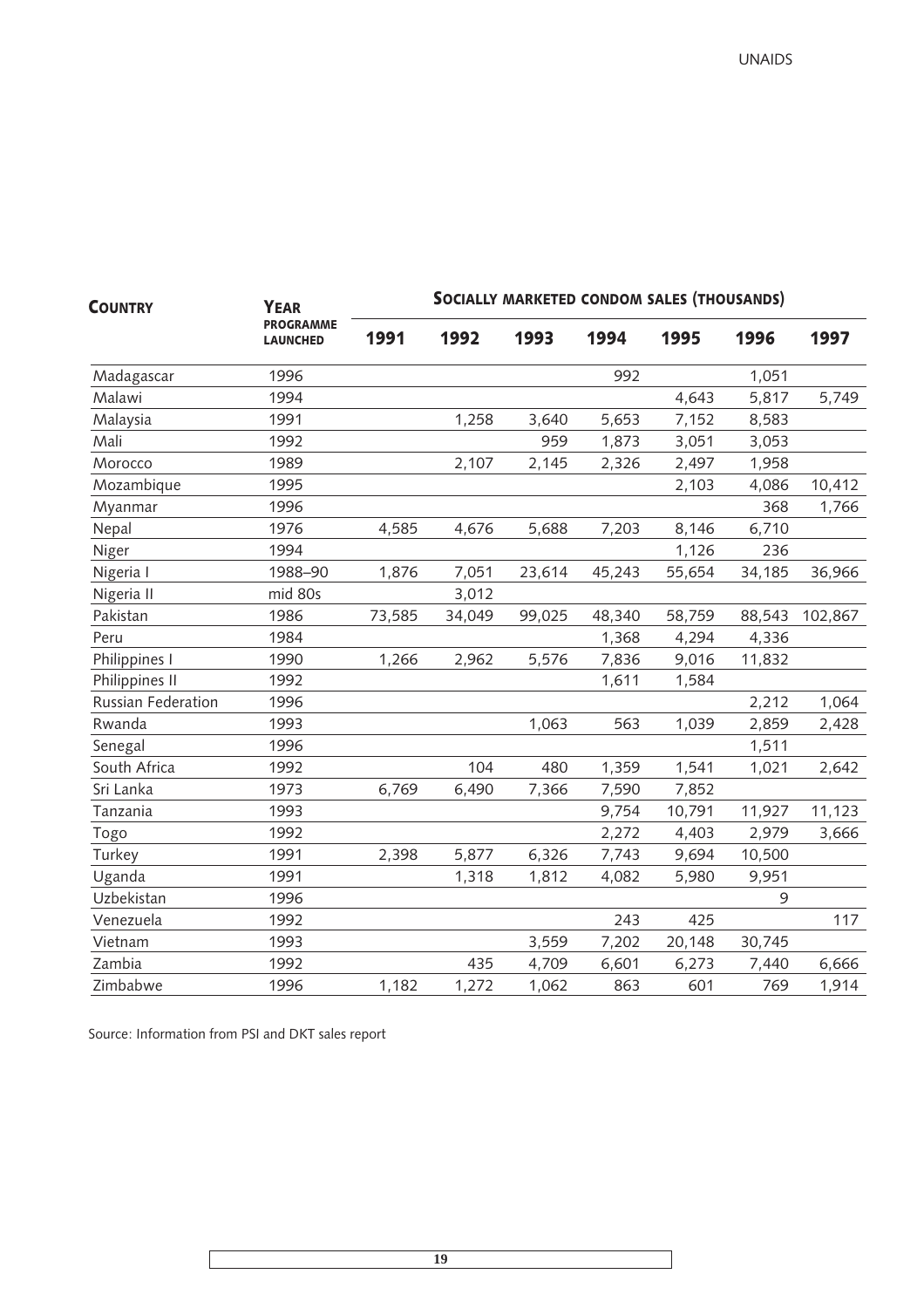| Country | Year programme launched | Socially marketed condom sales (thousands) | | | | | | |
|---|---|---|---|---|---|---|---|---|
| | | 1991 | 1992 | 1993 | 1994 | 1995 | 1996 | 1997 |
| Madagascar | 1996 | | | | 992 | | 1,051 | |
| Malawi | 1994 | | | | | 4,643 | 5,817 | 5,749 |
| Malaysia | 1991 | | 1,258 | 3,640 | 5,653 | 7,152 | 8,583 | |
| Mali | 1992 | | | 959 | 1,873 | 3,051 | 3,053 | |
| Morocco | 1989 | | 2,107 | 2,145 | 2,326 | 2,497 | 1,958 | |
| Mozambique | 1995 | | | | | 2,103 | 4,086 | 10,412 |
| Myanmar | 1996 | | | | | | 368 | 1,766 |
| Nepal | 1976 | 4,585 | 4,676 | 5,688 | 7,203 | 8,146 | 6,710 | |
| Niger | 1994 | | | | | 1,126 | 236 | |
| Nigeria I | 1988–90 | 1,876 | 7,051 | 23,614 | 45,243 | 55,654 | 34,185 | 36,966 |
| Nigeria II | mid 80s | | 3,012 | | | | | |
| Pakistan | 1986 | 73,585 | 34,049 | 99,025 | 48,340 | 58,759 | 88,543 | 102,867 |
| Peru | 1984 | | | | 1,368 | 4,294 | 4,336 | |
| Philippines I | 1990 | 1,266 | 2,962 | 5,576 | 7,836 | 9,016 | 11,832 | |
| Philippines II | 1992 | | | | 1,611 | 1,584 | | |
| Russian Federation | 1996 | | | | | | 2,212 | 1,064 |
| Rwanda | 1993 | | | 1,063 | 563 | 1,039 | 2,859 | 2,428 |
| Senegal | 1996 | | | | | | 1,511 | |
| South Africa | 1992 | | 104 | 480 | 1,359 | 1,541 | 1,021 | 2,642 |
| Sri Lanka | 1973 | 6,769 | 6,490 | 7,366 | 7,590 | 7,852 | | |
| Tanzania | 1993 | | | | 9,754 | 10,791 | 11,927 | 11,123 |
| Togo | 1992 | | | | 2,272 | 4,403 | 2,979 | 3,666 |
| Turkey | 1991 | 2,398 | 5,877 | 6,326 | 7,743 | 9,694 | 10,500 | |
| Uganda | 1991 | | 1,318 | 1,812 | 4,082 | 5,980 | 9,951 | |
| Uzbekistan | 1996 | | | | | | 9 | |
| Venezuela | 1992 | | | | 243 | 425 | | 117 |
| Vietnam | 1993 | | | 3,559 | 7,202 | 20,148 | 30,745 | |
| Zambia | 1992 | | 435 | 4,709 | 6,601 | 6,273 | 7,440 | 6,666 |
| Zimbabwe | 1996 | 1,182 | 1,272 | 1,062 | 863 | 601 | 769 | 1,914 |

Source: Information from PSI and DKT sales report